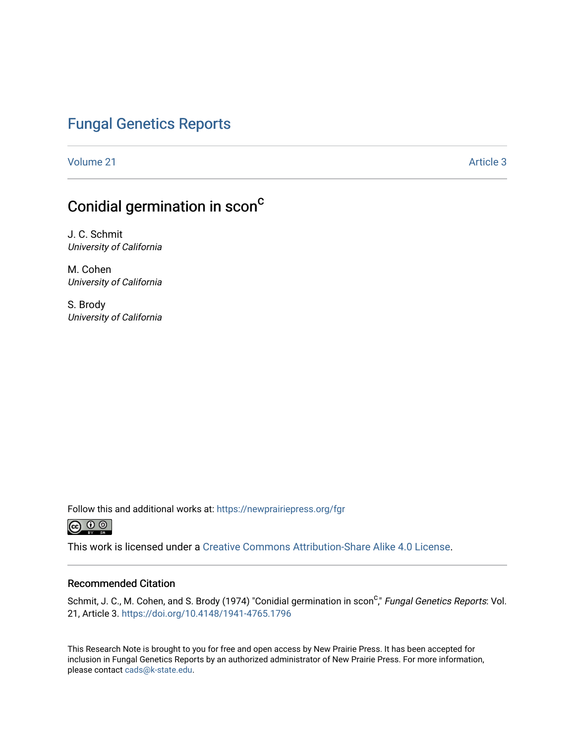# Fungal Genetics Reports

Volume 21 Article 3

## Conidial germination in scon[c]

J. C. Schmit
*University of California*

M. Cohen
*University of California*

S. Brody
*University of California*

Follow this and additional works at: https://newprairiepress.org/fgr

This work is licensed under a Creative Commons Attribution-Share Alike 4.0 License.

### Recommended Citation

Schmit, J. C., M. Cohen, and S. Brody (1974) "Conidial germination in scon[c]," *Fungal Genetics Reports*: Vol. 21, Article 3. https://doi.org/10.4148/1941-4765.1796

This Research Note is brought to you for free and open access by New Prairie Press. It has been accepted for inclusion in Fungal Genetics Reports by an authorized administrator of New Prairie Press. For more information, please contact cads@k-state.edu.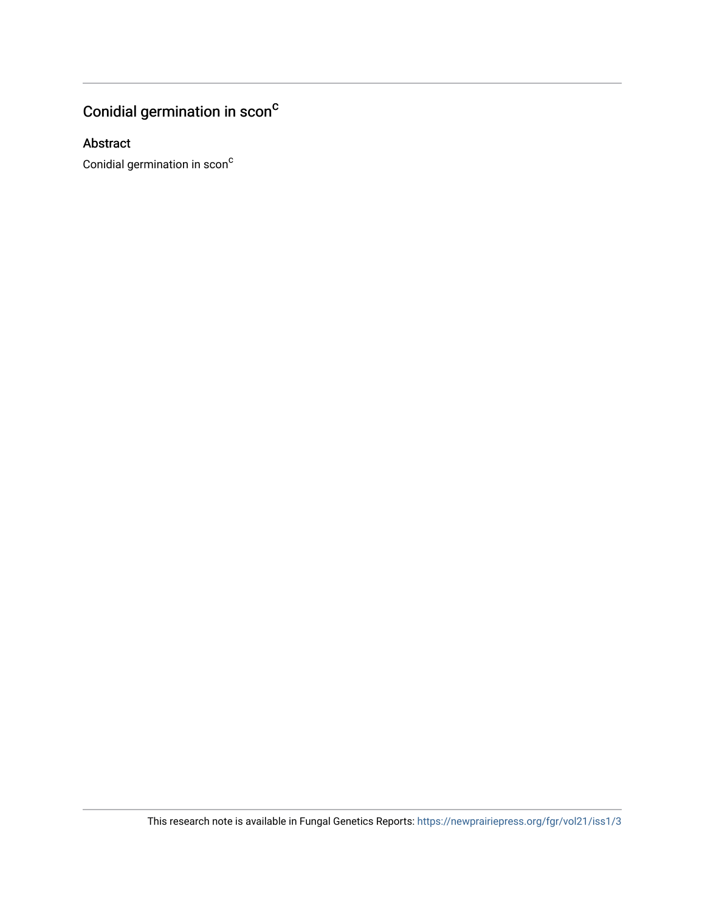## Conidial germination in scon$^{c}$

### Abstract

Conidial germination in scon$^{c}$

This research note is available in Fungal Genetics Reports: https://newprairiepress.org/fgr/vol21/iss1/3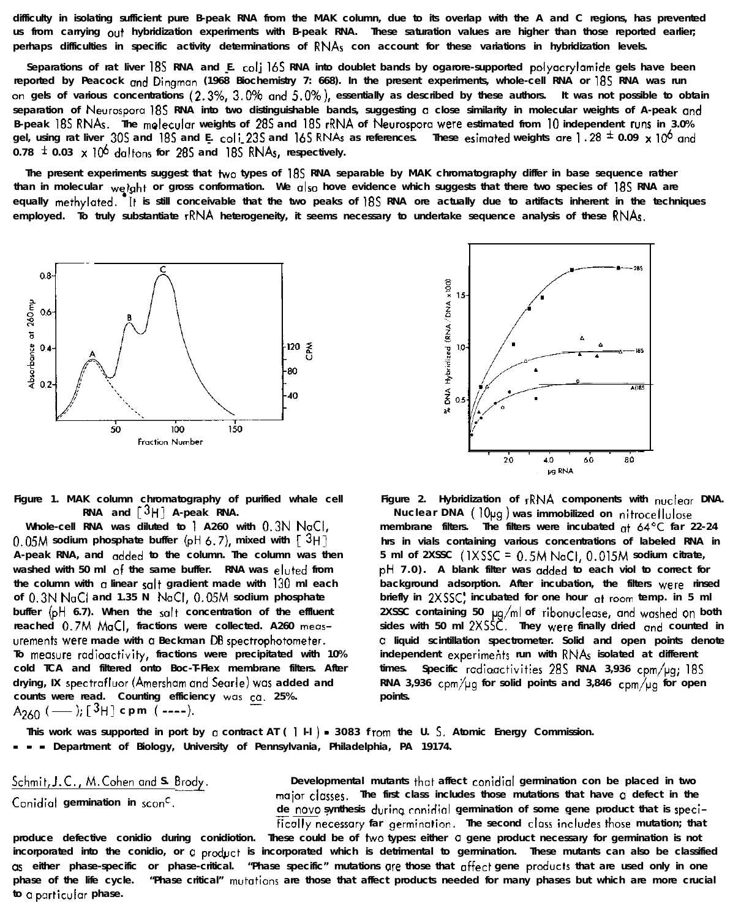difficulty in isolating sufficient pure B-peak RNA from the MAK column, due to its overlap with the A and C regions, has prevented us from carrying out hybridization experiments with B-peak RNA. These saturation values are higher than those reported earlier; perhaps difficulties in specific activity determinations of RNAs con account for these variations in hybridization levels.

Separations of rat liver 18S RNA and *E. coli* 16S RNA into doublet bands by agarose-supported polyacrylamide gels have been reported by Peacock and Dingman (1968 Biochemistry 7: 668). In the present experiments, whole-cell RNA or 18S RNA was run on gels of various concentrations (2.3%, 3.0% and 5.0%), essentially as described by these authors. It was not possible to obtain separation of Neurospora 18S RNA into two distinguishable bands, suggesting a close similarity in molecular weights of A-peak and B-peak 18S RNAs. The molecular weights of 28S and 18S rRNA of Neurospora were estimated from 10 independent runs in 3.0% gel, using rat liver 30S and 18S and *E. coli* 23S and 16S RNAs as references. These esimated weights are $1.28 \pm 0.09 \times 10^6$ and $0.78 \pm 0.03 \times 10^6$ daltons for 28S and 18S RNAs, respectively.

The present experiments suggest that two types of 18S RNA separable by MAK chromatography differ in base sequence rather than in molecular weight or gross conformation. We also hove evidence which suggests that there two species of 18S RNA are equally methylated. It is still conceivable that the two peaks of 18S RNA ore actually due to artifacts inherent in the techniques employed. To truly substantiate rRNA heterogeneity, it seems necessary to undertake sequence analysis of these RNAs.

Figure 1. MAK column chromatography of purified whale cell RNA and $[^3H]$ A-peak RNA.
Whole-cell RNA was diluted to 1 A260 with 0.3N NaCl, 0.05M sodium phosphate buffer (pH 6.7), mixed with $[^3H]$ A-peak RNA, and added to the column. The column was then washed with 50 ml of the same buffer. RNA was eluted from the column with a linear salt gradient made with 130 ml each of 0.3N NaCl and 1.35 N NaCl, 0.05M sodium phosphate buffer (pH 6.7). When the salt concentration of the effluent reached 0.7M NaCl, fractions were collected. A260 measurements were made with a Beckman DB spectrophotometer. To measure radioactivity, fractions were precipitated with 10% cold TCA and filtered onto Boc-T-Flex membrane filters. After drying, IX spectrafluor (Amersham and Searle) was added and counts were read. Counting efficiency was ca. 25%. $A_{260}$ (——); $[^3H]$ cpm (----).

Figure 2. Hybridization of rRNA components with nuclear DNA. Nuclear DNA (10μg) was immobilized on nitrocellulose membrane filters. The filters were incubated at 64°C far 22-24 hrs in vials containing various concentrations of labeled RNA in 5 ml of 2XSSC (1XSSC = 0.5M NaCl, 0.015M sodium citrate, pH 7.0). A blank filter was added to each viol to correct for background adsorption. After incubation, the filters were rinsed briefly in 2XSSC, incubated for one hour at room temp. in 5 ml 2XSSC containing 50 μg/ml of ribonuclease, and washed on both sides with 50 ml 2XSSC. They were finally dried and counted in a liquid scintillation spectrometer. Solid and open points denote independent experiments run with RNAs isolated at different times. Specific radioactivities 28S RNA 3,936 cpm/μg; 18S RNA 3,936 cpm/μg for solid points and 3,846 cpm/μg for open points.

This work was supported in port by a contract AT (1 l-l) - 3083 from the U. S. Atomic Energy Commission.
- - - Department of Biology, University of Pennsylvania, Philadelphia, PA 19174.

Schmit, J.C., M. Cohen and S. Brody. Conidial germination in scon[c].

Developmental mutants that affect conidial germination con be placed in two major classes. The first class includes those mutations that have a defect in the *de novo* synthesis during conidial germination of some gene product that is specifically necessary far germination. The second class includes those mutation; that produce defective conidia during conidiation. These could be of two types: either a gene product necessary for germination is not incorporated into the conidia, or a product is incorporated which is detrimental to germination. These mutants can also be classified as either phase-specific or phase-critical. "Phase specific" mutations are those that affect gene products that are used only in one phase of the life cycle. "Phase critical" mutations are those that affect products needed for many phases but which are more crucial to a particular phase.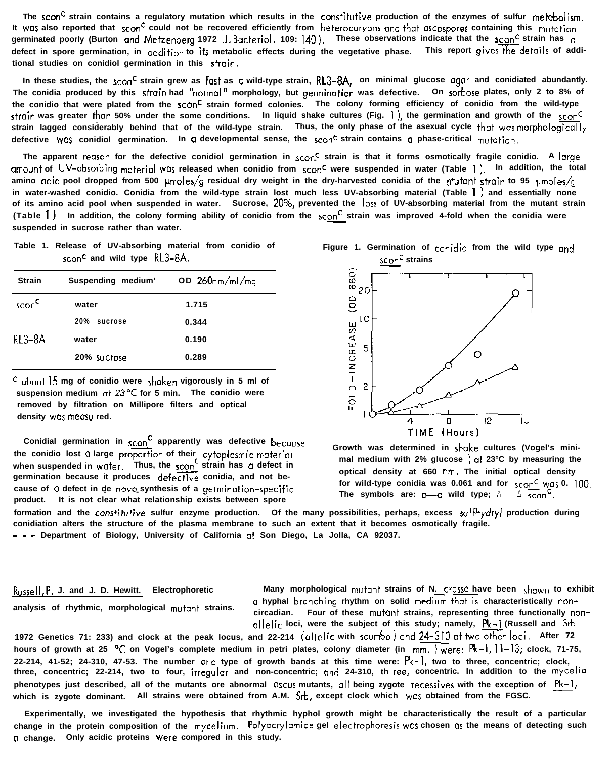The scon$^c$ strain contains a regulatory mutation which results in the constitutive production of the enzymes of sulfur metabolism. It was also reported that scon$^c$ could not be recovered efficiently from heterocaryons and that ascospores containing this mutation germinated poorly (Burton and Metzenberg 1972 J. Bacteriol. 109: 140). These observations indicate that the scon$^c$ strain has a defect in spore germination, in addition to its metabolic effects during the vegetative phase. This report gives the details of additional studies on conidiol germination in this strain.

In these studies, the scon$^c$ strain grew as fast as a wild-type strain, RL3-8A, on minimal glucose agar and conidiated abundantly. The conidia produced by this strain had "normal" morphology, but germination was defective. On sorbose plates, only 2 to 8% of the conidia that were plated from the scon$^c$ strain formed colonies. The colony forming efficiency of conidia from the wild-type strain was greater than 50% under the same conditions. In liquid shake cultures (Fig. 1), the germination and growth of the scon$^c$ strain lagged considerably behind that of the wild-type strain. Thus, the only phase of the asexual cycle that was morphologically defective was conidiol germination. In a developmental sense, the scon$^c$ strain contains a phase-critical mutation.

The apparent reason for the defective conidiol germination in scon$^c$ strain is that it forms osmotically fragile conidia. A large amount of UV-absorbing material was released when conidia from scon$^c$ were suspended in water (Table 1). In addition, the total amino acid pool dropped from 500 μmoles/g residual dry weight in the dry-harvested conidia of the mutant strain to 95 μmoles/g in water-washed conidia. Conidia from the wild-type strain lost much less UV-absorbing material (Table 1) and essentially none of its amino acid pool when suspended in water. Sucrose, 20%, prevented the loss of UV-absorbing material from the mutant strain (Table 1). In addition, the colony forming ability of conidia from the scon$^c$ strain was improved 4-fold when the conidia were suspended in sucrose rather than water.

Table 1. Release of UV-absorbing material from conidia of scon$^c$ and wild type RL3-8A.

| Strain | Suspending medium[a] | OD 260nm/ml/mg |
|---|---|---|
| scon$^c$ | water | 1.715 |
| | 20% sucrose | 0.344 |
| RL3-8A | water | 0.190 |
| | 20% sucrose | 0.289 |

[a] about 15 mg of conidia were shaken vigorously in 5 ml of suspension medium at 23°C for 5 min. The conidia were removed by filtration on Millipore filters and optical density was measured.

Figure 1. Germination of conidia from the wild type and scon$^c$ strains

FOLD-INCREASE (OD 660)

TIME (Hours)

Growth was determined in shake cultures (Vogel's minimal medium with 2% glucose) at 23°C by measuring the optical density at 660 nm. The initial optical density for wild-type conidia was 0.061 and for scon$^c$ was 0.100. The symbols are: o—o wild type; △—△ scon$^c$.

Conidial germination in scon$^c$ apparently was defective because the conidia lost a large proportion of their cytoplasmic material when suspended in water. Thus, the scon$^c$ strain has a defect in germination because it produces defective conidia, and not because of a defect in de novo synthesis of a germination-specific product. It is not clear what relationship exists between spore formation and the constitutive sulfur enzyme production. Of the many possibilities, perhaps, excess sulfhydryl production during conidiation alters the structure of the plasma membrane to such an extent that it becomes osmotically fragile.

- - - Department of Biology, University of California at San Diego, La Jolla, CA 92037.

Russell, P. J. and J. D. Hewitt. Electrophoretic analysis of rhythmic, morphological mutant strains.

Many morphological mutant strains of N. crassa have been shown to exhibit a hyphal branching rhythm on solid medium that is characteristically non-circadian. Four of these mutant strains, representing three functionally non-allelic loci, were the subject of this study; namely, Pk-1 (Russell and Srb 1972 Genetics 71: 233) and clock at the peak locus, and 22-214 (allelic with scumbo) and 24-310 at two other loci. After 72 hours of growth at 25 °C on Vogel's complete medium in petri plates, colony diameter (in mm.) were: Pk-1, 11-13; clock, 71-75, 22-214, 41-52; 24-310, 47-53. The number and type of growth bands at this time were: Pk-1, two to three, concentric; clock, three, concentric; 22-214, two to four, irregular and non-concentric; and 24-310, three, concentric. In addition to the mycelial phenotypes just described, all of the mutants are abnormal ascus mutants, all being zygote recessives with the exception of Pk-1, which is zygote dominant. All strains were obtained from A.M. Srb, except clock which was obtained from the FGSC.

Experimentally, we investigated the hypothesis that rhythmic hyphal growth might be characteristically the result of a particular change in the protein composition of the mycelium. Polyacrylamide gel electrophoresis was chosen as the means of detecting such a change. Only acidic proteins were compared in this study.